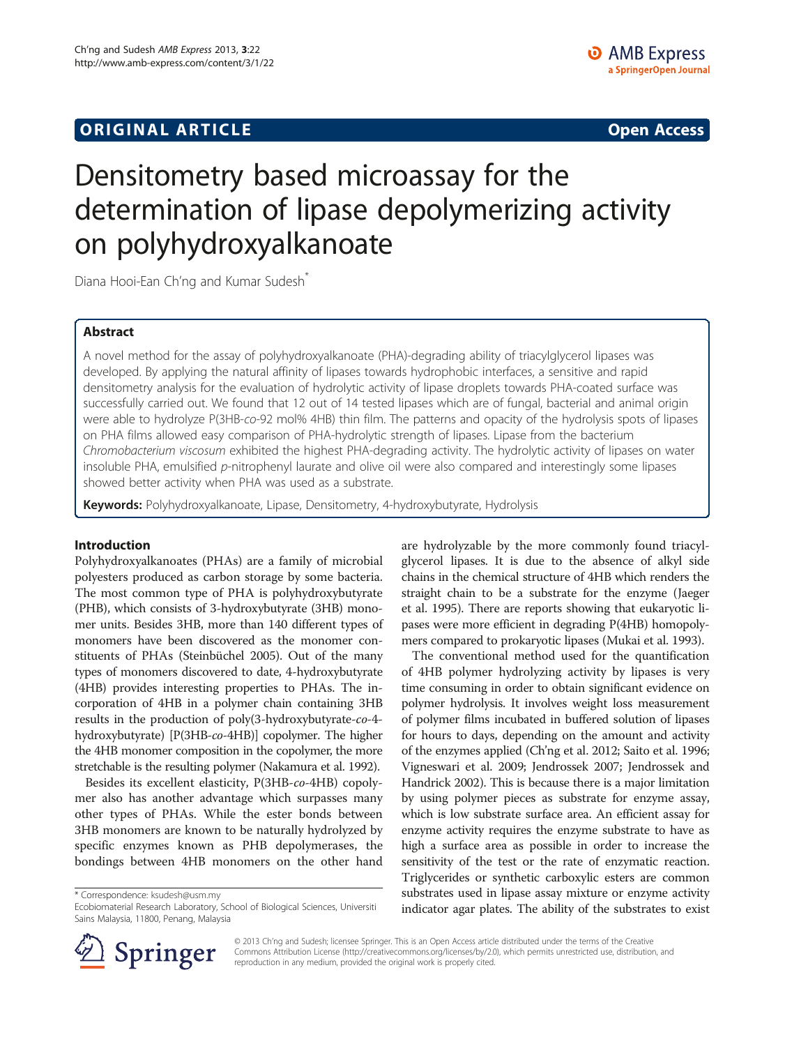ORIGINAL ARTICLE Open Access

# Densitometry based microassay for the determination of lipase depolymerizing activity on polyhydroxyalkanoate

Diana Hooi-Ean Ch'ng and Kumar Sudesh*

## Abstract

A novel method for the assay of polyhydroxyalkanoate (PHA)-degrading ability of triacylglycerol lipases was developed. By applying the natural affinity of lipases towards hydrophobic interfaces, a sensitive and rapid densitometry analysis for the evaluation of hydrolytic activity of lipase droplets towards PHA-coated surface was successfully carried out. We found that 12 out of 14 tested lipases which are of fungal, bacterial and animal origin were able to hydrolyze P(3HB-*co*-92 mol% 4HB) thin film. The patterns and opacity of the hydrolysis spots of lipases on PHA films allowed easy comparison of PHA-hydrolytic strength of lipases. Lipase from the bacterium *Chromobacterium viscosum* exhibited the highest PHA-degrading activity. The hydrolytic activity of lipases on water insoluble PHA, emulsified *p*-nitrophenyl laurate and olive oil were also compared and interestingly some lipases showed better activity when PHA was used as a substrate.

**Keywords:** Polyhydroxyalkanoate, Lipase, Densitometry, 4-hydroxybutyrate, Hydrolysis

## Introduction

Polyhydroxyalkanoates (PHAs) are a family of microbial polyesters produced as carbon storage by some bacteria. The most common type of PHA is polyhydroxybutyrate (PHB), which consists of 3-hydroxybutyrate (3HB) monomer units. Besides 3HB, more than 140 different types of monomers have been discovered as the monomer constituents of PHAs (Steinbüchel 2005). Out of the many types of monomers discovered to date, 4-hydroxybutyrate (4HB) provides interesting properties to PHAs. The incorporation of 4HB in a polymer chain containing 3HB results in the production of poly(3-hydroxybutyrate-*co*-4-hydroxybutyrate) [P(3HB-*co*-4HB)] copolymer. The higher the 4HB monomer composition in the copolymer, the more stretchable is the resulting polymer (Nakamura et al. 1992).

Besides its excellent elasticity, P(3HB-*co*-4HB) copolymer also has another advantage which surpasses many other types of PHAs. While the ester bonds between 3HB monomers are known to be naturally hydrolyzed by specific enzymes known as PHB depolymerases, the bondings between 4HB monomers on the other hand are hydrolyzable by the more commonly found triacylglycerol lipases. It is due to the absence of alkyl side chains in the chemical structure of 4HB which renders the straight chain to be a substrate for the enzyme (Jaeger et al. 1995). There are reports showing that eukaryotic lipases were more efficient in degrading P(4HB) homopolymers compared to prokaryotic lipases (Mukai et al. 1993).

The conventional method used for the quantification of 4HB polymer hydrolyzing activity by lipases is very time consuming in order to obtain significant evidence on polymer hydrolysis. It involves weight loss measurement of polymer films incubated in buffered solution of lipases for hours to days, depending on the amount and activity of the enzymes applied (Ch'ng et al. 2012; Saito et al. 1996; Vigneswari et al. 2009; Jendrossek 2007; Jendrossek and Handrick 2002). This is because there is a major limitation by using polymer pieces as substrate for enzyme assay, which is low substrate surface area. An efficient assay for enzyme activity requires the enzyme substrate to have as high a surface area as possible in order to increase the sensitivity of the test or the rate of enzymatic reaction. Triglycerides or synthetic carboxylic esters are common substrates used in lipase assay mixture or enzyme activity indicator agar plates. The ability of the substrates to exist

\* Correspondence: ksudesh@usm.my
Ecobiomaterial Research Laboratory, School of Biological Sciences, Universiti Sains Malaysia, 11800, Penang, Malaysia

© 2013 Ch'ng and Sudesh; licensee Springer. This is an Open Access article distributed under the terms of the Creative Commons Attribution License (http://creativecommons.org/licenses/by/2.0), which permits unrestricted use, distribution, and reproduction in any medium, provided the original work is properly cited.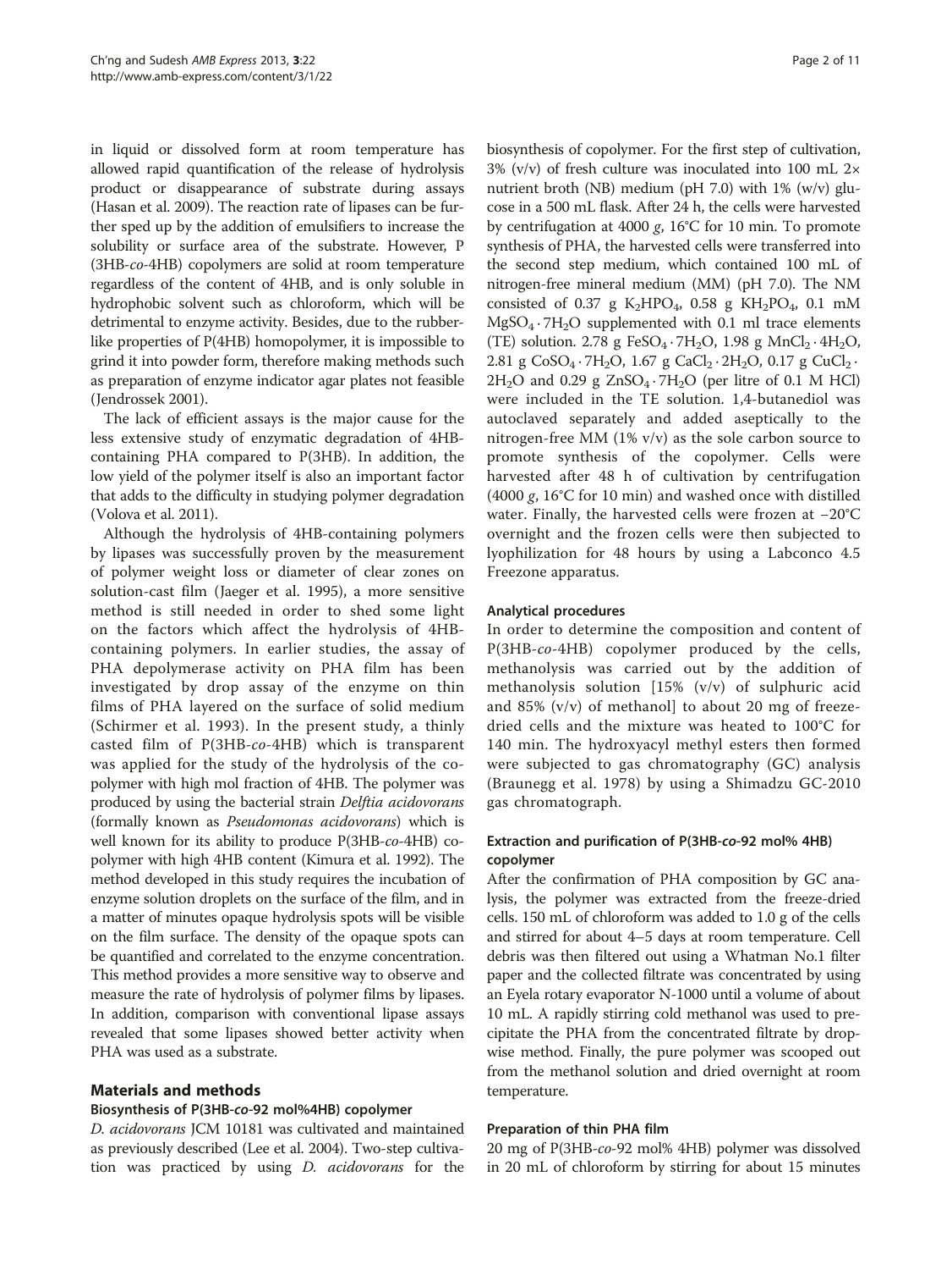in liquid or dissolved form at room temperature has allowed rapid quantification of the release of hydrolysis product or disappearance of substrate during assays (Hasan et al. 2009). The reaction rate of lipases can be further sped up by the addition of emulsifiers to increase the solubility or surface area of the substrate. However, P(3HB-*co*-4HB) copolymers are solid at room temperature regardless of the content of 4HB, and is only soluble in hydrophobic solvent such as chloroform, which will be detrimental to enzyme activity. Besides, due to the rubber-like properties of P(4HB) homopolymer, it is impossible to grind it into powder form, therefore making methods such as preparation of enzyme indicator agar plates not feasible (Jendrossek 2001).

The lack of efficient assays is the major cause for the less extensive study of enzymatic degradation of 4HB-containing PHA compared to P(3HB). In addition, the low yield of the polymer itself is also an important factor that adds to the difficulty in studying polymer degradation (Volova et al. 2011).

Although the hydrolysis of 4HB-containing polymers by lipases was successfully proven by the measurement of polymer weight loss or diameter of clear zones on solution-cast film (Jaeger et al. 1995), a more sensitive method is still needed in order to shed some light on the factors which affect the hydrolysis of 4HB-containing polymers. In earlier studies, the assay of PHA depolymerase activity on PHA film has been investigated by drop assay of the enzyme on thin films of PHA layered on the surface of solid medium (Schirmer et al. 1993). In the present study, a thinly casted film of P(3HB-*co*-4HB) which is transparent was applied for the study of the hydrolysis of the copolymer with high mol fraction of 4HB. The polymer was produced by using the bacterial strain *Delftia acidovorans* (formally known as *Pseudomonas acidovorans*) which is well known for its ability to produce P(3HB-*co*-4HB) copolymer with high 4HB content (Kimura et al. 1992). The method developed in this study requires the incubation of enzyme solution droplets on the surface of the film, and in a matter of minutes opaque hydrolysis spots will be visible on the film surface. The density of the opaque spots can be quantified and correlated to the enzyme concentration. This method provides a more sensitive way to observe and measure the rate of hydrolysis of polymer films by lipases. In addition, comparison with conventional lipase assays revealed that some lipases showed better activity when PHA was used as a substrate.

## Materials and methods

### Biosynthesis of P(3HB-*co*-92 mol%4HB) copolymer

*D. acidovorans* JCM 10181 was cultivated and maintained as previously described (Lee et al. 2004). Two-step cultivation was practiced by using *D. acidovorans* for the biosynthesis of copolymer. For the first step of cultivation, 3% (v/v) of fresh culture was inoculated into 100 mL 2× nutrient broth (NB) medium (pH 7.0) with 1% (w/v) glucose in a 500 mL flask. After 24 h, the cells were harvested by centrifugation at 4000 *g*, 16°C for 10 min. To promote synthesis of PHA, the harvested cells were transferred into the second step medium, which contained 100 mL of nitrogen-free mineral medium (MM) (pH 7.0). The NM consisted of 0.37 g $K_2HPO_4$, 0.58 g $KH_2PO_4$, 0.1 mM $MgSO_4 \cdot 7H_2O$ supplemented with 0.1 ml trace elements (TE) solution. 2.78 g $FeSO_4 \cdot 7H_2O$, 1.98 g $MnCl_2 \cdot 4H_2O$, 2.81 g $CoSO_4 \cdot 7H_2O$, 1.67 g $CaCl_2 \cdot 2H_2O$, 0.17 g $CuCl_2 \cdot 2H_2O$ and 0.29 g $ZnSO_4 \cdot 7H_2O$ (per litre of 0.1 M HCl) were included in the TE solution. 1,4-butanediol was autoclaved separately and added aseptically to the nitrogen-free MM (1% v/v) as the sole carbon source to promote synthesis of the copolymer. Cells were harvested after 48 h of cultivation by centrifugation (4000 *g*, 16°C for 10 min) and washed once with distilled water. Finally, the harvested cells were frozen at −20°C overnight and the frozen cells were then subjected to lyophilization for 48 hours by using a Labconco 4.5 Freezone apparatus.

### Analytical procedures

In order to determine the composition and content of P(3HB-*co*-4HB) copolymer produced by the cells, methanolysis was carried out by the addition of methanolysis solution [15% (v/v) of sulphuric acid and 85% (v/v) of methanol] to about 20 mg of freeze-dried cells and the mixture was heated to 100°C for 140 min. The hydroxyacyl methyl esters then formed were subjected to gas chromatography (GC) analysis (Braunegg et al. 1978) by using a Shimadzu GC-2010 gas chromatograph.

### Extraction and purification of P(3HB-*co*-92 mol% 4HB) copolymer

After the confirmation of PHA composition by GC analysis, the polymer was extracted from the freeze-dried cells. 150 mL of chloroform was added to 1.0 g of the cells and stirred for about 4–5 days at room temperature. Cell debris was then filtered out using a Whatman No.1 filter paper and the collected filtrate was concentrated by using an Eyela rotary evaporator N-1000 until a volume of about 10 mL. A rapidly stirring cold methanol was used to precipitate the PHA from the concentrated filtrate by drop-wise method. Finally, the pure polymer was scooped out from the methanol solution and dried overnight at room temperature.

### Preparation of thin PHA film

20 mg of P(3HB-*co*-92 mol% 4HB) polymer was dissolved in 20 mL of chloroform by stirring for about 15 minutes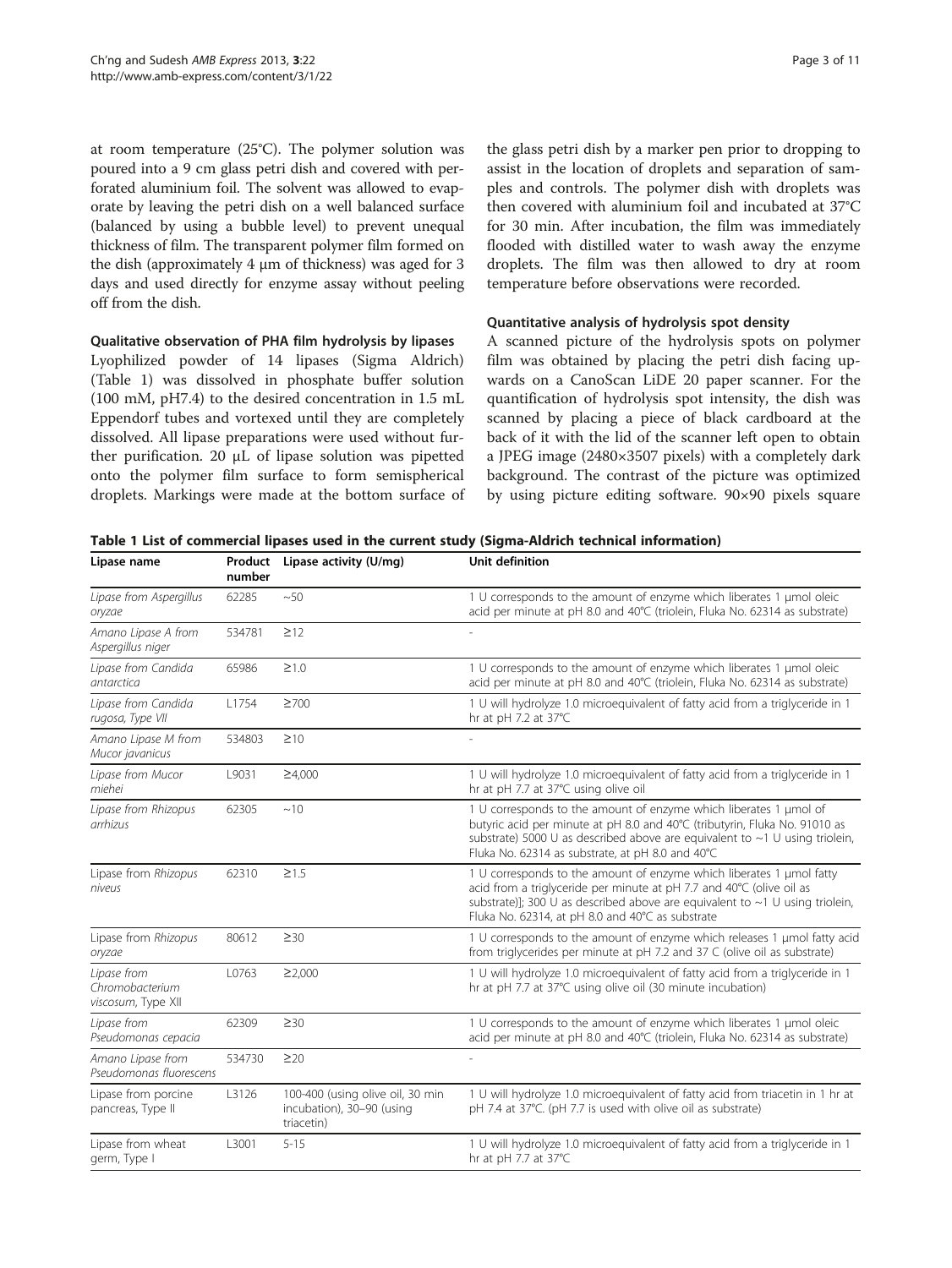at room temperature (25°C). The polymer solution was poured into a 9 cm glass petri dish and covered with perforated aluminium foil. The solvent was allowed to evaporate by leaving the petri dish on a well balanced surface (balanced by using a bubble level) to prevent unequal thickness of film. The transparent polymer film formed on the dish (approximately 4 μm of thickness) was aged for 3 days and used directly for enzyme assay without peeling off from the dish.

### Qualitative observation of PHA film hydrolysis by lipases

Lyophilized powder of 14 lipases (Sigma Aldrich) (Table 1) was dissolved in phosphate buffer solution (100 mM, pH7.4) to the desired concentration in 1.5 mL Eppendorf tubes and vortexed until they are completely dissolved. All lipase preparations were used without further purification. 20 μL of lipase solution was pipetted onto the polymer film surface to form semispherical droplets. Markings were made at the bottom surface of the glass petri dish by a marker pen prior to dropping to assist in the location of droplets and separation of samples and controls. The polymer dish with droplets was then covered with aluminium foil and incubated at 37°C for 30 min. After incubation, the film was immediately flooded with distilled water to wash away the enzyme droplets. The film was then allowed to dry at room temperature before observations were recorded.

### Quantitative analysis of hydrolysis spot density

A scanned picture of the hydrolysis spots on polymer film was obtained by placing the petri dish facing upwards on a CanoScan LiDE 20 paper scanner. For the quantification of hydrolysis spot intensity, the dish was scanned by placing a piece of black cardboard at the back of it with the lid of the scanner left open to obtain a JPEG image (2480×3507 pixels) with a completely dark background. The contrast of the picture was optimized by using picture editing software. 90×90 pixels square

**Table 1 List of commercial lipases used in the current study (Sigma-Aldrich technical information)**

| Lipase name | Product number | Lipase activity (U/mg) | Unit definition |
|---|---|---|---|
| *Lipase from Aspergillus oryzae* | 62285 | ~50 | 1 U corresponds to the amount of enzyme which liberates 1 μmol oleic acid per minute at pH 8.0 and 40°C (triolein, Fluka No. 62314 as substrate) |
| *Amano Lipase A from Aspergillus niger* | 534781 | ≥12 | - |
| *Lipase from Candida antarctica* | 65986 | ≥1.0 | 1 U corresponds to the amount of enzyme which liberates 1 μmol oleic acid per minute at pH 8.0 and 40°C (triolein, Fluka No. 62314 as substrate) |
| *Lipase from Candida rugosa, Type VII* | L1754 | ≥700 | 1 U will hydrolyze 1.0 microequivalent of fatty acid from a triglyceride in 1 hr at pH 7.2 at 37°C |
| *Amano Lipase M from Mucor javanicus* | 534803 | ≥10 | - |
| *Lipase from Mucor miehei* | L9031 | ≥4,000 | 1 U will hydrolyze 1.0 microequivalent of fatty acid from a triglyceride in 1 hr at pH 7.7 at 37°C using olive oil |
| *Lipase from Rhizopus arrhizus* | 62305 | ~10 | 1 U corresponds to the amount of enzyme which liberates 1 μmol of butyric acid per minute at pH 8.0 and 40°C (tributyrin, Fluka No. 91010 as substrate) 5000 U as described above are equivalent to ~1 U using triolein, Fluka No. 62314 as substrate, at pH 8.0 and 40°C |
| Lipase from *Rhizopus niveus* | 62310 | ≥1.5 | 1 U corresponds to the amount of enzyme which liberates 1 μmol fatty acid from a triglyceride per minute at pH 7.7 and 40°C (olive oil as substrate)]; 300 U as described above are equivalent to ~1 U using triolein, Fluka No. 62314, at pH 8.0 and 40°C as substrate |
| Lipase from *Rhizopus oryzae* | 80612 | ≥30 | 1 U corresponds to the amount of enzyme which releases 1 μmol fatty acid from triglycerides per minute at pH 7.2 and 37 C (olive oil as substrate) |
| *Lipase from Chromobacterium viscosum, Type XII* | L0763 | ≥2,000 | 1 U will hydrolyze 1.0 microequivalent of fatty acid from a triglyceride in 1 hr at pH 7.7 at 37°C using olive oil (30 minute incubation) |
| *Lipase from Pseudomonas cepacia* | 62309 | ≥30 | 1 U corresponds to the amount of enzyme which liberates 1 μmol oleic acid per minute at pH 8.0 and 40°C (triolein, Fluka No. 62314 as substrate) |
| *Amano Lipase from Pseudomonas fluorescens* | 534730 | ≥20 | - |
| Lipase from porcine pancreas, Type II | L3126 | 100-400 (using olive oil, 30 min incubation), 30–90 (using triacetin) | 1 U will hydrolyze 1.0 microequivalent of fatty acid from triacetin in 1 hr at pH 7.4 at 37°C. (pH 7.7 is used with olive oil as substrate) |
| Lipase from wheat germ, Type I | L3001 | 5-15 | 1 U will hydrolyze 1.0 microequivalent of fatty acid from a triglyceride in 1 hr at pH 7.7 at 37°C |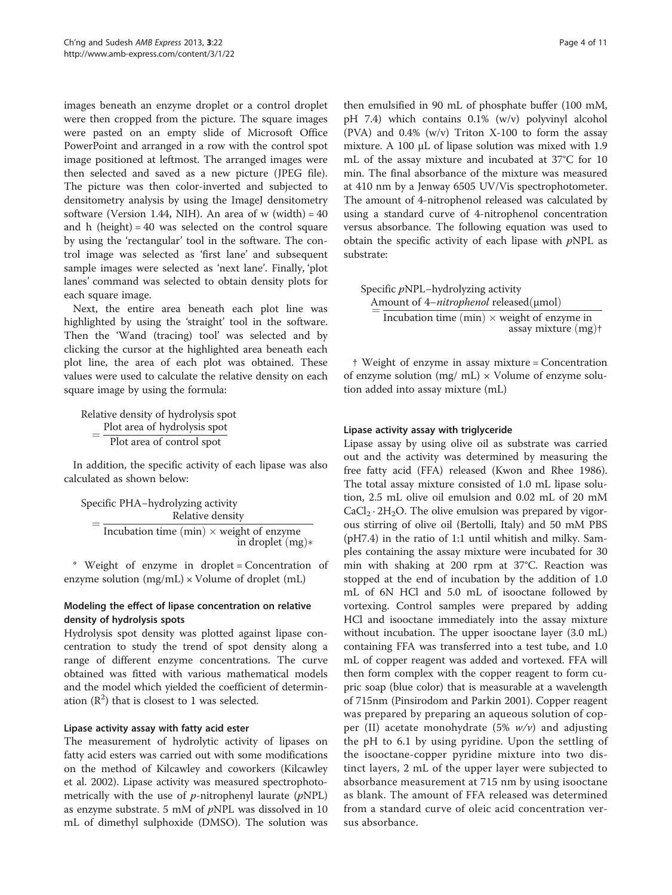images beneath an enzyme droplet or a control droplet were then cropped from the picture. The square images were pasted on an empty slide of Microsoft Office PowerPoint and arranged in a row with the control spot image positioned at leftmost. The arranged images were then selected and saved as a new picture (JPEG file). The picture was then color-inverted and subjected to densitometry analysis by using the ImageJ densitometry software (Version 1.44, NIH). An area of w (width) = 40 and h (height) = 40 was selected on the control square by using the 'rectangular' tool in the software. The control image was selected as 'first lane' and subsequent sample images were selected as 'next lane'. Finally, 'plot lanes' command was selected to obtain density plots for each square image.

Next, the entire area beneath each plot line was highlighted by using the 'straight' tool in the software. Then the 'Wand (tracing) tool' was selected and by clicking the cursor at the highlighted area beneath each plot line, the area of each plot was obtained. These values were used to calculate the relative density on each square image by using the formula:

$$\text{Relative density of hydrolysis spot} = \frac{\text{Plot area of hydrolysis spot}}{\text{Plot area of control spot}}$$

In addition, the specific activity of each lipase was also calculated as shown below:

$$\text{Specific PHA–hydrolyzing activity} = \frac{\text{Relative density}}{\text{Incubation time (min)} \times \text{weight of enzyme in droplet (mg)}*}$$

* Weight of enzyme in droplet = Concentration of enzyme solution (mg/mL) × Volume of droplet (mL)

### Modeling the effect of lipase concentration on relative density of hydrolysis spots

Hydrolysis spot density was plotted against lipase concentration to study the trend of spot density along a range of different enzyme concentrations. The curve obtained was fitted with various mathematical models and the model which yielded the coefficient of determination ($R^2$) that is closest to 1 was selected.

### Lipase activity assay with fatty acid ester

The measurement of hydrolytic activity of lipases on fatty acid esters was carried out with some modifications on the method of Kilcawley and coworkers (Kilcawley et al. 2002). Lipase activity was measured spectrophotometrically with the use of *p*-nitrophenyl laurate (*p*NPL) as enzyme substrate. 5 mM of *p*NPL was dissolved in 10 mL of dimethyl sulphoxide (DMSO). The solution was then emulsified in 90 mL of phosphate buffer (100 mM, pH 7.4) which contains 0.1% (w/v) polyvinyl alcohol (PVA) and 0.4% (w/v) Triton X-100 to form the assay mixture. A 100 μL of lipase solution was mixed with 1.9 mL of the assay mixture and incubated at 37°C for 10 min. The final absorbance of the mixture was measured at 410 nm by a Jenway 6505 UV/Vis spectrophotometer. The amount of 4-nitrophenol released was calculated by using a standard curve of 4-nitrophenol concentration versus absorbance. The following equation was used to obtain the specific activity of each lipase with *p*NPL as substrate:

$$\text{Specific } p\text{NPL–hydrolyzing activity} = \frac{\text{Amount of 4–}nitrophenol\text{ released}(\mu\text{mol})}{\text{Incubation time (min)} \times \text{weight of enzyme in assay mixture (mg)}\dagger}$$

† Weight of enzyme in assay mixture = Concentration of enzyme solution (mg/ mL) × Volume of enzyme solution added into assay mixture (mL)

### Lipase activity assay with triglyceride

Lipase assay by using olive oil as substrate was carried out and the activity was determined by measuring the free fatty acid (FFA) released (Kwon and Rhee 1986). The total assay mixture consisted of 1.0 mL lipase solution, 2.5 mL olive oil emulsion and 0.02 mL of 20 mM $CaCl_2 \cdot 2H_2O$. The olive emulsion was prepared by vigorous stirring of olive oil (Bertolli, Italy) and 50 mM PBS (pH7.4) in the ratio of 1:1 until whitish and milky. Samples containing the assay mixture were incubated for 30 min with shaking at 200 rpm at 37°C. Reaction was stopped at the end of incubation by the addition of 1.0 mL of 6N HCl and 5.0 mL of isooctane followed by vortexing. Control samples were prepared by adding HCl and isooctane immediately into the assay mixture without incubation. The upper isooctane layer (3.0 mL) containing FFA was transferred into a test tube, and 1.0 mL of copper reagent was added and vortexed. FFA will then form complex with the copper reagent to form cupric soap (blue color) that is measurable at a wavelength of 715nm (Pinsirodom and Parkin 2001). Copper reagent was prepared by preparing an aqueous solution of copper (II) acetate monohydrate (5% *w/v*) and adjusting the pH to 6.1 by using pyridine. Upon the settling of the isooctane-copper pyridine mixture into two distinct layers, 2 mL of the upper layer were subjected to absorbance measurement at 715 nm by using isooctane as blank. The amount of FFA released was determined from a standard curve of oleic acid concentration versus absorbance.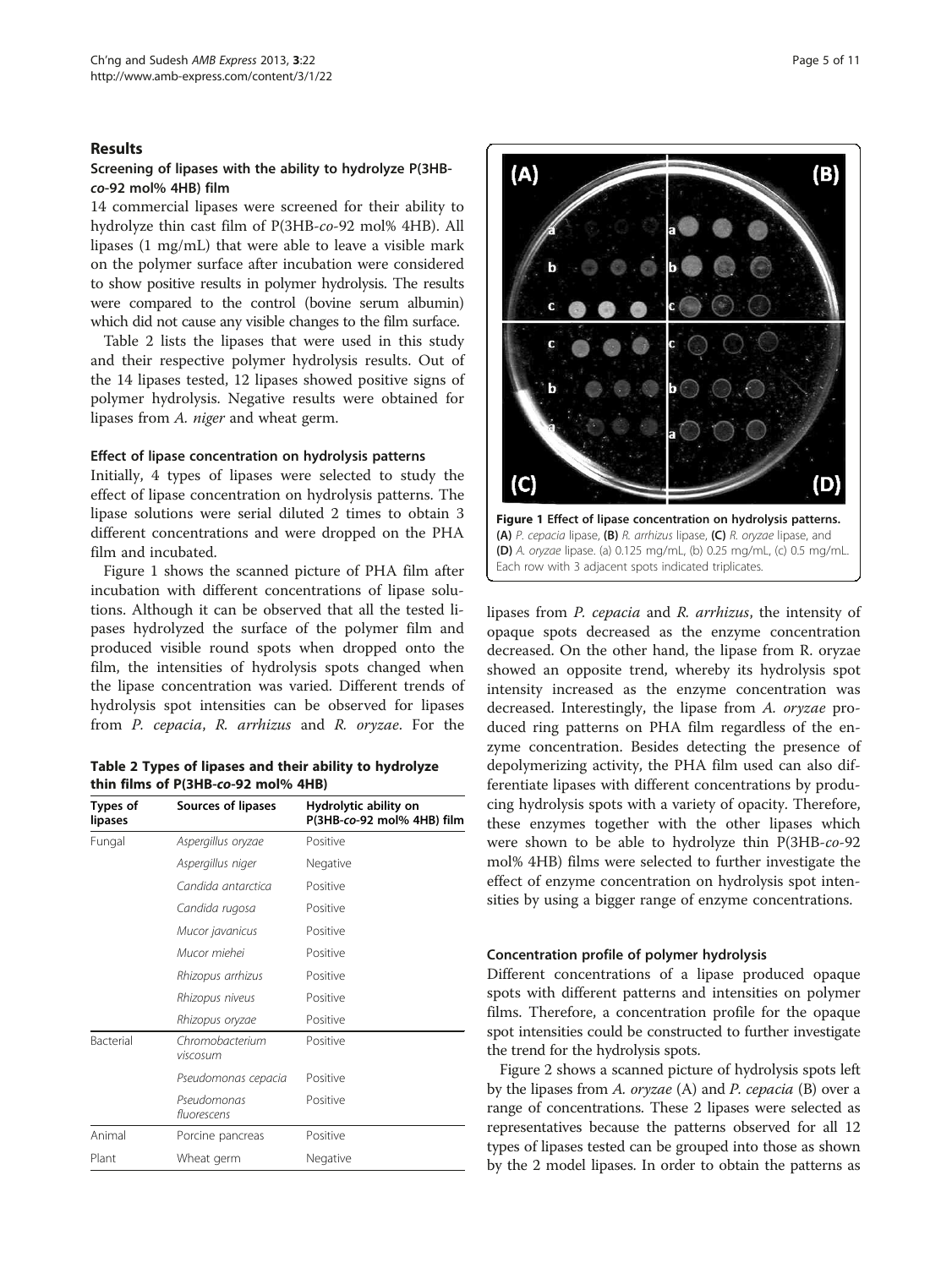## Results

### Screening of lipases with the ability to hydrolyze P(3HB-*co*-92 mol% 4HB) film

14 commercial lipases were screened for their ability to hydrolyze thin cast film of P(3HB-*co*-92 mol% 4HB). All lipases (1 mg/mL) that were able to leave a visible mark on the polymer surface after incubation were considered to show positive results in polymer hydrolysis. The results were compared to the control (bovine serum albumin) which did not cause any visible changes to the film surface.

Table 2 lists the lipases that were used in this study and their respective polymer hydrolysis results. Out of the 14 lipases tested, 12 lipases showed positive signs of polymer hydrolysis. Negative results were obtained for lipases from *A. niger* and wheat germ.

### Effect of lipase concentration on hydrolysis patterns

Initially, 4 types of lipases were selected to study the effect of lipase concentration on hydrolysis patterns. The lipase solutions were serial diluted 2 times to obtain 3 different concentrations and were dropped on the PHA film and incubated.

Figure 1 shows the scanned picture of PHA film after incubation with different concentrations of lipase solutions. Although it can be observed that all the tested lipases hydrolyzed the surface of the polymer film and produced visible round spots when dropped onto the film, the intensities of hydrolysis spots changed when the lipase concentration was varied. Different trends of hydrolysis spot intensities can be observed for lipases from *P. cepacia*, *R. arrhizus* and *R. oryzae*. For the lipases from *P. cepacia* and *R. arrhizus*, the intensity of opaque spots decreased as the enzyme concentration decreased. On the other hand, the lipase from R. oryzae showed an opposite trend, whereby its hydrolysis spot intensity increased as the enzyme concentration was decreased. Interestingly, the lipase from *A. oryzae* produced ring patterns on PHA film regardless of the enzyme concentration. Besides detecting the presence of depolymerizing activity, the PHA film used can also differentiate lipases with different concentrations by producing hydrolysis spots with a variety of opacity. Therefore, these enzymes together with the other lipases which were shown to be able to hydrolyze thin P(3HB-*co*-92 mol% 4HB) films were selected to further investigate the effect of enzyme concentration on hydrolysis spot intensities by using a bigger range of enzyme concentrations.

**Figure 1 Effect of lipase concentration on hydrolysis patterns.** **(A)** *P. cepacia* lipase, **(B)** *R. arrhizus* lipase, **(C)** *R. oryzae* lipase, and **(D)** *A. oryzae* lipase. (a) 0.125 mg/mL, (b) 0.25 mg/mL, (c) 0.5 mg/mL. Each row with 3 adjacent spots indicated triplicates.

**Table 2 Types of lipases and their ability to hydrolyze thin films of P(3HB-*co*-92 mol% 4HB)**

| Types of lipases | Sources of lipases | Hydrolytic ability on P(3HB-*co*-92 mol% 4HB) film |
|---|---|---|
| Fungal | *Aspergillus oryzae* | Positive |
| | *Aspergillus niger* | Negative |
| | *Candida antarctica* | Positive |
| | *Candida rugosa* | Positive |
| | *Mucor javanicus* | Positive |
| | *Mucor miehei* | Positive |
| | *Rhizopus arrhizus* | Positive |
| | *Rhizopus niveus* | Positive |
| | *Rhizopus oryzae* | Positive |
| Bacterial | *Chromobacterium viscosum* | Positive |
| | *Pseudomonas cepacia* | Positive |
| | *Pseudomonas fluorescens* | Positive |
| Animal | Porcine pancreas | Positive |
| Plant | Wheat germ | Negative |

### Concentration profile of polymer hydrolysis

Different concentrations of a lipase produced opaque spots with different patterns and intensities on polymer films. Therefore, a concentration profile for the opaque spot intensities could be constructed to further investigate the trend for the hydrolysis spots.

Figure 2 shows a scanned picture of hydrolysis spots left by the lipases from *A. oryzae* (A) and *P. cepacia* (B) over a range of concentrations. These 2 lipases were selected as representatives because the patterns observed for all 12 types of lipases tested can be grouped into those as shown by the 2 model lipases. In order to obtain the patterns as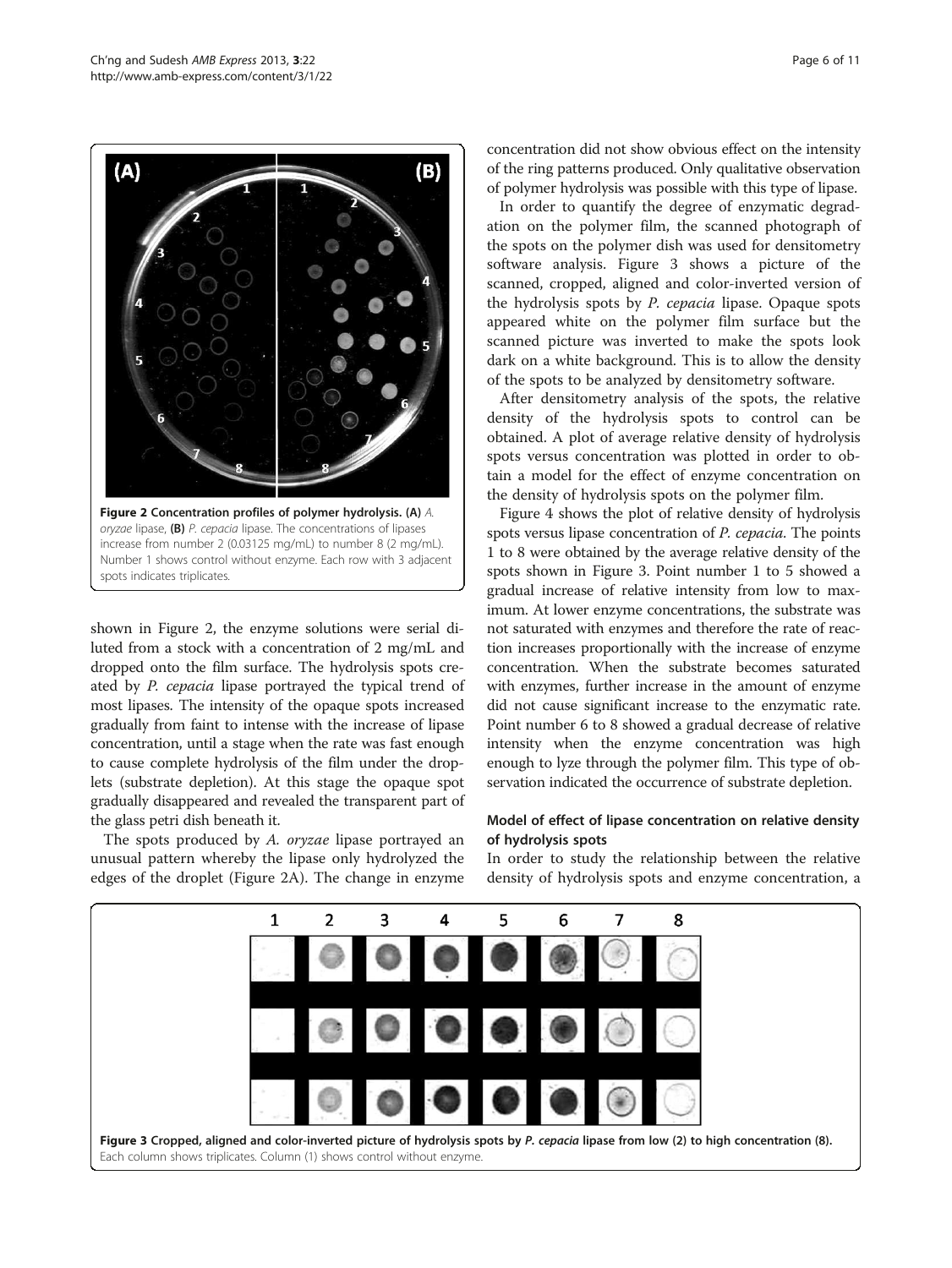Figure 2 Concentration profiles of polymer hydrolysis. (A) *A. oryzae* lipase, (B) *P. cepacia* lipase. The concentrations of lipases increase from number 2 (0.03125 mg/mL) to number 8 (2 mg/mL). Number 1 shows control without enzyme. Each row with 3 adjacent spots indicates triplicates.

shown in Figure 2, the enzyme solutions were serial diluted from a stock with a concentration of 2 mg/mL and dropped onto the film surface. The hydrolysis spots created by *P. cepacia* lipase portrayed the typical trend of most lipases. The intensity of the opaque spots increased gradually from faint to intense with the increase of lipase concentration, until a stage when the rate was fast enough to cause complete hydrolysis of the film under the droplets (substrate depletion). At this stage the opaque spot gradually disappeared and revealed the transparent part of the glass petri dish beneath it.

The spots produced by *A. oryzae* lipase portrayed an unusual pattern whereby the lipase only hydrolyzed the edges of the droplet (Figure 2A). The change in enzyme concentration did not show obvious effect on the intensity of the ring patterns produced. Only qualitative observation of polymer hydrolysis was possible with this type of lipase.

In order to quantify the degree of enzymatic degradation on the polymer film, the scanned photograph of the spots on the polymer dish was used for densitometry software analysis. Figure 3 shows a picture of the scanned, cropped, aligned and color-inverted version of the hydrolysis spots by *P. cepacia* lipase. Opaque spots appeared white on the polymer film surface but the scanned picture was inverted to make the spots look dark on a white background. This is to allow the density of the spots to be analyzed by densitometry software.

After densitometry analysis of the spots, the relative density of the hydrolysis spots to control can be obtained. A plot of average relative density of hydrolysis spots versus concentration was plotted in order to obtain a model for the effect of enzyme concentration on the density of hydrolysis spots on the polymer film.

Figure 4 shows the plot of relative density of hydrolysis spots versus lipase concentration of *P. cepacia*. The points 1 to 8 were obtained by the average relative density of the spots shown in Figure 3. Point number 1 to 5 showed a gradual increase of relative intensity from low to maximum. At lower enzyme concentrations, the substrate was not saturated with enzymes and therefore the rate of reaction increases proportionally with the increase of enzyme concentration. When the substrate becomes saturated with enzymes, further increase in the amount of enzyme did not cause significant increase to the enzymatic rate. Point number 6 to 8 showed a gradual decrease of relative intensity when the enzyme concentration was high enough to lyze through the polymer film. This type of observation indicated the occurrence of substrate depletion.

### Model of effect of lipase concentration on relative density of hydrolysis spots

In order to study the relationship between the relative density of hydrolysis spots and enzyme concentration, a

Figure 3 Cropped, aligned and color-inverted picture of hydrolysis spots by *P. cepacia* lipase from low (2) to high concentration (8). Each column shows triplicates. Column (1) shows control without enzyme.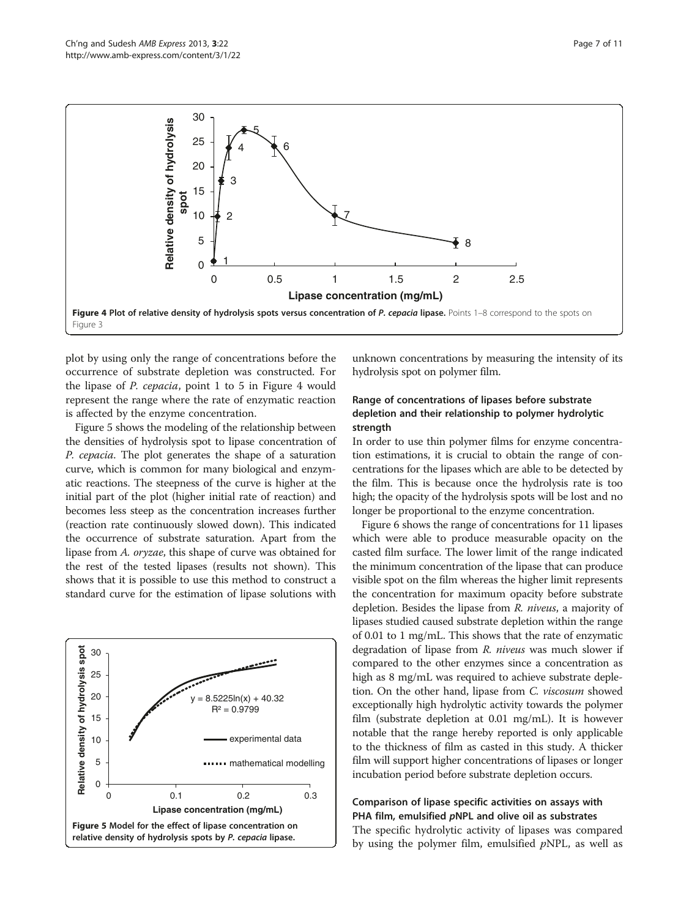Figure 4 Plot of relative density of hydrolysis spots versus concentration of *P. cepacia* lipase. Points 1–8 correspond to the spots on Figure 3

plot by using only the range of concentrations before the occurrence of substrate depletion was constructed. For the lipase of *P. cepacia*, point 1 to 5 in Figure 4 would represent the range where the rate of enzymatic reaction is affected by the enzyme concentration.

Figure 5 shows the modeling of the relationship between the densities of hydrolysis spot to lipase concentration of *P. cepacia*. The plot generates the shape of a saturation curve, which is common for many biological and enzymatic reactions. The steepness of the curve is higher at the initial part of the plot (higher initial rate of reaction) and becomes less steep as the concentration increases further (reaction rate continuously slowed down). This indicated the occurrence of substrate saturation. Apart from the lipase from *A. oryzae*, this shape of curve was obtained for the rest of the tested lipases (results not shown). This shows that it is possible to use this method to construct a standard curve for the estimation of lipase solutions with unknown concentrations by measuring the intensity of its hydrolysis spot on polymer film.

Figure 5 Model for the effect of lipase concentration on relative density of hydrolysis spots by *P. cepacia* lipase.

## Range of concentrations of lipases before substrate depletion and their relationship to polymer hydrolytic strength

In order to use thin polymer films for enzyme concentration estimations, it is crucial to obtain the range of concentrations for the lipases which are able to be detected by the film. This is because once the hydrolysis rate is too high; the opacity of the hydrolysis spots will be lost and no longer be proportional to the enzyme concentration.

Figure 6 shows the range of concentrations for 11 lipases which were able to produce measurable opacity on the casted film surface. The lower limit of the range indicated the minimum concentration of the lipase that can produce visible spot on the film whereas the higher limit represents the concentration for maximum opacity before substrate depletion. Besides the lipase from *R. niveus*, a majority of lipases studied caused substrate depletion within the range of 0.01 to 1 mg/mL. This shows that the rate of enzymatic degradation of lipase from *R. niveus* was much slower if compared to the other enzymes since a concentration as high as 8 mg/mL was required to achieve substrate depletion. On the other hand, lipase from *C. viscosum* showed exceptionally high hydrolytic activity towards the polymer film (substrate depletion at 0.01 mg/mL). It is however notable that the range hereby reported is only applicable to the thickness of film as casted in this study. A thicker film will support higher concentrations of lipases or longer incubation period before substrate depletion occurs.

## Comparison of lipase specific activities on assays with PHA film, emulsified *p*NPL and olive oil as substrates

The specific hydrolytic activity of lipases was compared by using the polymer film, emulsified *p*NPL, as well as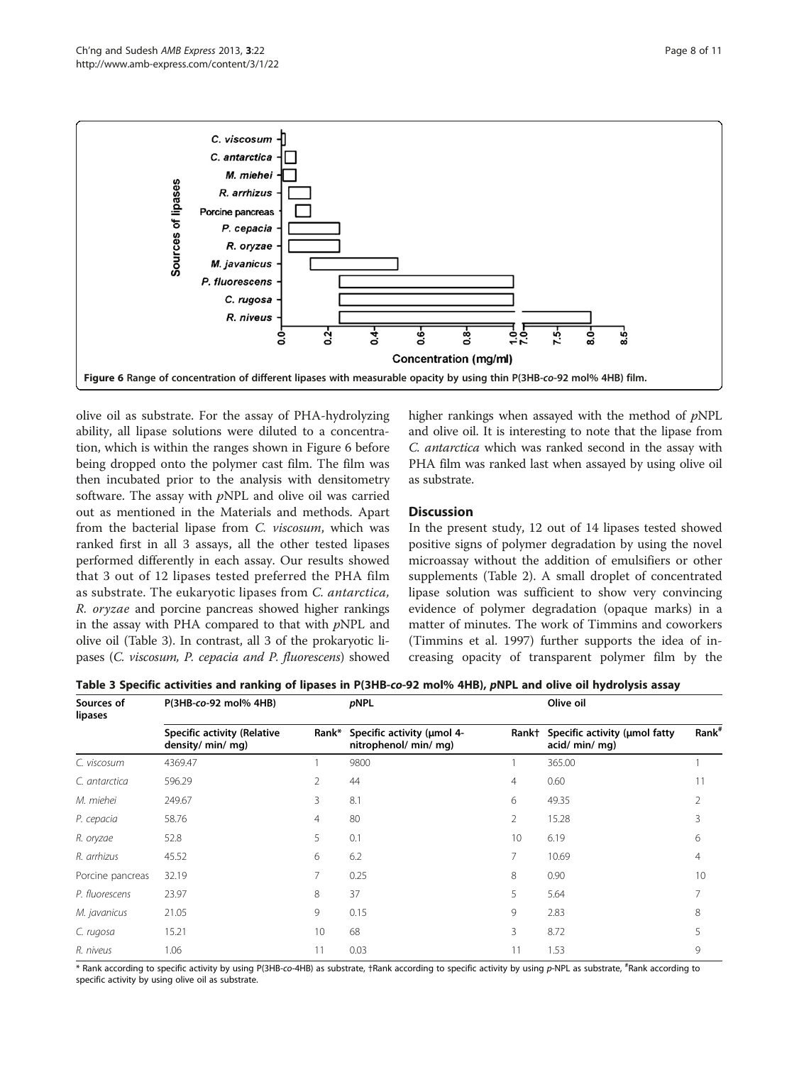Figure 6 Range of concentration of different lipases with measurable opacity by using thin P(3HB-*co*-92 mol% 4HB) film.

olive oil as substrate. For the assay of PHA-hydrolyzing ability, all lipase solutions were diluted to a concentration, which is within the ranges shown in Figure 6 before being dropped onto the polymer cast film. The film was then incubated prior to the analysis with densitometry software. The assay with *p*NPL and olive oil was carried out as mentioned in the Materials and methods. Apart from the bacterial lipase from *C. viscosum*, which was ranked first in all 3 assays, all the other tested lipases performed differently in each assay. Our results showed that 3 out of 12 lipases tested preferred the PHA film as substrate. The eukaryotic lipases from *C. antarctica*, *R. oryzae* and porcine pancreas showed higher rankings in the assay with PHA compared to that with *p*NPL and olive oil (Table 3). In contrast, all 3 of the prokaryotic lipases (*C. viscosum, P. cepacia and P. fluorescens*) showed higher rankings when assayed with the method of *p*NPL and olive oil. It is interesting to note that the lipase from *C. antarctica* which was ranked second in the assay with PHA film was ranked last when assayed by using olive oil as substrate.

## Discussion

In the present study, 12 out of 14 lipases tested showed positive signs of polymer degradation by using the novel microassay without the addition of emulsifiers or other supplements (Table 2). A small droplet of concentrated lipase solution was sufficient to show very convincing evidence of polymer degradation (opaque marks) in a matter of minutes. The work of Timmins and coworkers (Timmins et al. 1997) further supports the idea of increasing opacity of transparent polymer film by the

**Table 3 Specific activities and ranking of lipases in P(3HB-*co*-92 mol% 4HB), *p*NPL and olive oil hydrolysis assay**

| Sources of lipases | P(3HB-*co*-92 mol% 4HB) | | *p*NPL | | Olive oil | |
|---|---|---|---|---|---|---|
| | Specific activity (Relative density/ min/ mg) | Rank* | Specific activity (μmol 4-nitrophenol/ min/ mg) | Rank† | Specific activity (μmol fatty acid/ min/ mg) | Rank# |
| *C. viscosum* | 4369.47 | 1 | 9800 | 1 | 365.00 | 1 |
| *C. antarctica* | 596.29 | 2 | 44 | 4 | 0.60 | 11 |
| *M. miehei* | 249.67 | 3 | 8.1 | 6 | 49.35 | 2 |
| *P. cepacia* | 58.76 | 4 | 80 | 2 | 15.28 | 3 |
| *R. oryzae* | 52.8 | 5 | 0.1 | 10 | 6.19 | 6 |
| *R. arrhizus* | 45.52 | 6 | 6.2 | 7 | 10.69 | 4 |
| Porcine pancreas | 32.19 | 7 | 0.25 | 8 | 0.90 | 10 |
| *P. fluorescens* | 23.97 | 8 | 37 | 5 | 5.64 | 7 |
| *M. javanicus* | 21.05 | 9 | 0.15 | 9 | 2.83 | 8 |
| *C. rugosa* | 15.21 | 10 | 68 | 3 | 8.72 | 5 |
| *R. niveus* | 1.06 | 11 | 0.03 | 11 | 1.53 | 9 |

* Rank according to specific activity by using P(3HB-*co*-4HB) as substrate, †Rank according to specific activity by using *p*-NPL as substrate, #Rank according to specific activity by using olive oil as substrate.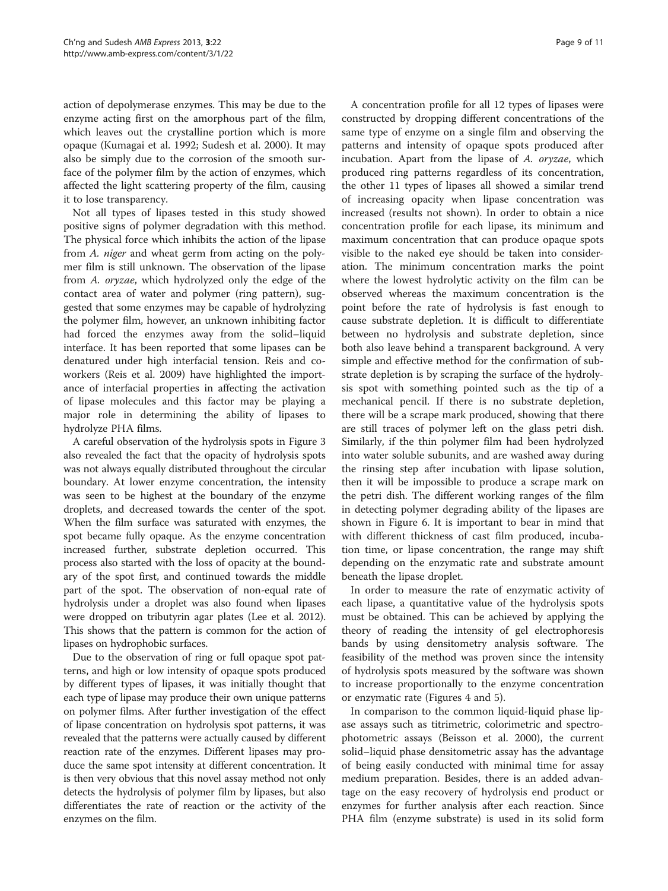action of depolymerase enzymes. This may be due to the enzyme acting first on the amorphous part of the film, which leaves out the crystalline portion which is more opaque (Kumagai et al. 1992; Sudesh et al. 2000). It may also be simply due to the corrosion of the smooth surface of the polymer film by the action of enzymes, which affected the light scattering property of the film, causing it to lose transparency.

Not all types of lipases tested in this study showed positive signs of polymer degradation with this method. The physical force which inhibits the action of the lipase from *A. niger* and wheat germ from acting on the polymer film is still unknown. The observation of the lipase from *A. oryzae*, which hydrolyzed only the edge of the contact area of water and polymer (ring pattern), suggested that some enzymes may be capable of hydrolyzing the polymer film, however, an unknown inhibiting factor had forced the enzymes away from the solid–liquid interface. It has been reported that some lipases can be denatured under high interfacial tension. Reis and coworkers (Reis et al. 2009) have highlighted the importance of interfacial properties in affecting the activation of lipase molecules and this factor may be playing a major role in determining the ability of lipases to hydrolyze PHA films.

A careful observation of the hydrolysis spots in Figure 3 also revealed the fact that the opacity of hydrolysis spots was not always equally distributed throughout the circular boundary. At lower enzyme concentration, the intensity was seen to be highest at the boundary of the enzyme droplets, and decreased towards the center of the spot. When the film surface was saturated with enzymes, the spot became fully opaque. As the enzyme concentration increased further, substrate depletion occurred. This process also started with the loss of opacity at the boundary of the spot first, and continued towards the middle part of the spot. The observation of non-equal rate of hydrolysis under a droplet was also found when lipases were dropped on tributyrin agar plates (Lee et al. 2012). This shows that the pattern is common for the action of lipases on hydrophobic surfaces.

Due to the observation of ring or full opaque spot patterns, and high or low intensity of opaque spots produced by different types of lipases, it was initially thought that each type of lipase may produce their own unique patterns on polymer films. After further investigation of the effect of lipase concentration on hydrolysis spot patterns, it was revealed that the patterns were actually caused by different reaction rate of the enzymes. Different lipases may produce the same spot intensity at different concentration. It is then very obvious that this novel assay method not only detects the hydrolysis of polymer film by lipases, but also differentiates the rate of reaction or the activity of the enzymes on the film.

A concentration profile for all 12 types of lipases were constructed by dropping different concentrations of the same type of enzyme on a single film and observing the patterns and intensity of opaque spots produced after incubation. Apart from the lipase of *A. oryzae*, which produced ring patterns regardless of its concentration, the other 11 types of lipases all showed a similar trend of increasing opacity when lipase concentration was increased (results not shown). In order to obtain a nice concentration profile for each lipase, its minimum and maximum concentration that can produce opaque spots visible to the naked eye should be taken into consideration. The minimum concentration marks the point where the lowest hydrolytic activity on the film can be observed whereas the maximum concentration is the point before the rate of hydrolysis is fast enough to cause substrate depletion. It is difficult to differentiate between no hydrolysis and substrate depletion, since both also leave behind a transparent background. A very simple and effective method for the confirmation of substrate depletion is by scraping the surface of the hydrolysis spot with something pointed such as the tip of a mechanical pencil. If there is no substrate depletion, there will be a scrape mark produced, showing that there are still traces of polymer left on the glass petri dish. Similarly, if the thin polymer film had been hydrolyzed into water soluble subunits, and are washed away during the rinsing step after incubation with lipase solution, then it will be impossible to produce a scrape mark on the petri dish. The different working ranges of the film in detecting polymer degrading ability of the lipases are shown in Figure 6. It is important to bear in mind that with different thickness of cast film produced, incubation time, or lipase concentration, the range may shift depending on the enzymatic rate and substrate amount beneath the lipase droplet.

In order to measure the rate of enzymatic activity of each lipase, a quantitative value of the hydrolysis spots must be obtained. This can be achieved by applying the theory of reading the intensity of gel electrophoresis bands by using densitometry analysis software. The feasibility of the method was proven since the intensity of hydrolysis spots measured by the software was shown to increase proportionally to the enzyme concentration or enzymatic rate (Figures 4 and 5).

In comparison to the common liquid-liquid phase lipase assays such as titrimetric, colorimetric and spectrophotometric assays (Beisson et al. 2000), the current solid–liquid phase densitometric assay has the advantage of being easily conducted with minimal time for assay medium preparation. Besides, there is an added advantage on the easy recovery of hydrolysis end product or enzymes for further analysis after each reaction. Since PHA film (enzyme substrate) is used in its solid form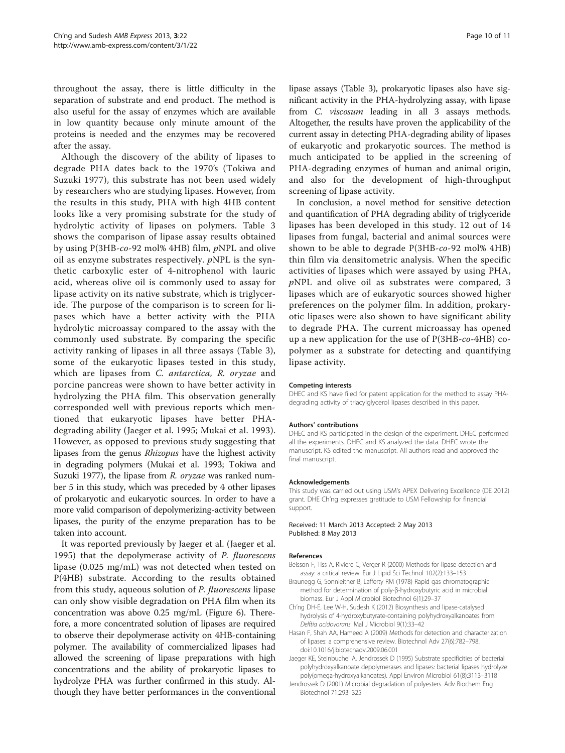throughout the assay, there is little difficulty in the separation of substrate and end product. The method is also useful for the assay of enzymes which are available in low quantity because only minute amount of the proteins is needed and the enzymes may be recovered after the assay.

Although the discovery of the ability of lipases to degrade PHA dates back to the 1970's (Tokiwa and Suzuki 1977), this substrate has not been used widely by researchers who are studying lipases. However, from the results in this study, PHA with high 4HB content looks like a very promising substrate for the study of hydrolytic activity of lipases on polymers. Table 3 shows the comparison of lipase assay results obtained by using P(3HB-*co*-92 mol% 4HB) film, *p*NPL and olive oil as enzyme substrates respectively. *p*NPL is the synthetic carboxylic ester of 4-nitrophenol with lauric acid, whereas olive oil is commonly used to assay for lipase activity on its native substrate, which is triglyceride. The purpose of the comparison is to screen for lipases which have a better activity with the PHA hydrolytic microassay compared to the assay with the commonly used substrate. By comparing the specific activity ranking of lipases in all three assays (Table 3), some of the eukaryotic lipases tested in this study, which are lipases from *C. antarctica*, *R. oryzae* and porcine pancreas were shown to have better activity in hydrolyzing the PHA film. This observation generally corresponded well with previous reports which mentioned that eukaryotic lipases have better PHA-degrading ability (Jaeger et al. 1995; Mukai et al. 1993). However, as opposed to previous study suggesting that lipases from the genus *Rhizopus* have the highest activity in degrading polymers (Mukai et al. 1993; Tokiwa and Suzuki 1977), the lipase from *R. oryzae* was ranked number 5 in this study, which was preceded by 4 other lipases of prokaryotic and eukaryotic sources. In order to have a more valid comparison of depolymerizing-activity between lipases, the purity of the enzyme preparation has to be taken into account.

It was reported previously by Jaeger et al. (Jaeger et al. 1995) that the depolymerase activity of *P. fluorescens* lipase (0.025 mg/mL) was not detected when tested on P(4HB) substrate. According to the results obtained from this study, aqueous solution of *P. fluorescens* lipase can only show visible degradation on PHA film when its concentration was above 0.25 mg/mL (Figure 6). Therefore, a more concentrated solution of lipases are required to observe their depolymerase activity on 4HB-containing polymer. The availability of commercialized lipases had allowed the screening of lipase preparations with high concentrations and the ability of prokaryotic lipases to hydrolyze PHA was further confirmed in this study. Although they have better performances in the conventional lipase assays (Table 3), prokaryotic lipases also have significant activity in the PHA-hydrolyzing assay, with lipase from *C. viscosum* leading in all 3 assays methods. Altogether, the results have proven the applicability of the current assay in detecting PHA-degrading ability of lipases of eukaryotic and prokaryotic sources. The method is much anticipated to be applied in the screening of PHA-degrading enzymes of human and animal origin, and also for the development of high-throughput screening of lipase activity.

In conclusion, a novel method for sensitive detection and quantification of PHA degrading ability of triglyceride lipases has been developed in this study. 12 out of 14 lipases from fungal, bacterial and animal sources were shown to be able to degrade P(3HB-*co*-92 mol% 4HB) thin film via densitometric analysis. When the specific activities of lipases which were assayed by using PHA, *p*NPL and olive oil as substrates were compared, 3 lipases which are of eukaryotic sources showed higher preferences on the polymer film. In addition, prokaryotic lipases were also shown to have significant ability to degrade PHA. The current microassay has opened up a new application for the use of P(3HB-*co*-4HB) copolymer as a substrate for detecting and quantifying lipase activity.

#### Competing interests

DHEC and KS have filed for patent application for the method to assay PHA-degrading activity of triacylglycerol lipases described in this paper.

#### Authors' contributions

DHEC and KS participated in the design of the experiment. DHEC performed all the experiments. DHEC and KS analyzed the data. DHEC wrote the manuscript. KS edited the manuscript. All authors read and approved the final manuscript.

#### Acknowledgements

This study was carried out using USM's APEX Delivering Excellence (DE 2012) grant. DHE Ch'ng expresses gratitude to USM Fellowship for financial support.

Received: 11 March 2013 Accepted: 2 May 2013
Published: 8 May 2013

#### References

Beisson F, Tiss A, Riviere C, Verger R (2000) Methods for lipase detection and assay: a critical review. Eur J Lipid Sci Technol 102(2):133–153

Braunegg G, Sonnleitner B, Lafferty RM (1978) Rapid gas chromatographic method for determination of poly-β-hydroxybutyric acid in microbial biomass. Eur J Appl Microbiol Biotechnol 6(1):29–37

Ch'ng DH-E, Lee W-H, Sudesh K (2012) Biosynthesis and lipase-catalysed hydrolysis of 4-hydroxybutyrate-containing polyhydroxyalkanoates from *Delftia acidovorans*. Mal J Microbiol 9(1):33–42

Hasan F, Shah AA, Hameed A (2009) Methods for detection and characterization of lipases: a comprehensive review. Biotechnol Adv 27(6):782–798. doi:10.1016/j.biotechadv.2009.06.001

Jaeger KE, Steinbuchel A, Jendrossek D (1995) Substrate specificities of bacterial polyhydroxyalkanoate depolymerases and lipases: bacterial lipases hydrolyze poly(omega-hydroxyalkanoates). Appl Environ Microbiol 61(8):3113–3118

Jendrossek D (2001) Microbial degradation of polyesters. Adv Biochem Eng Biotechnol 71:293–325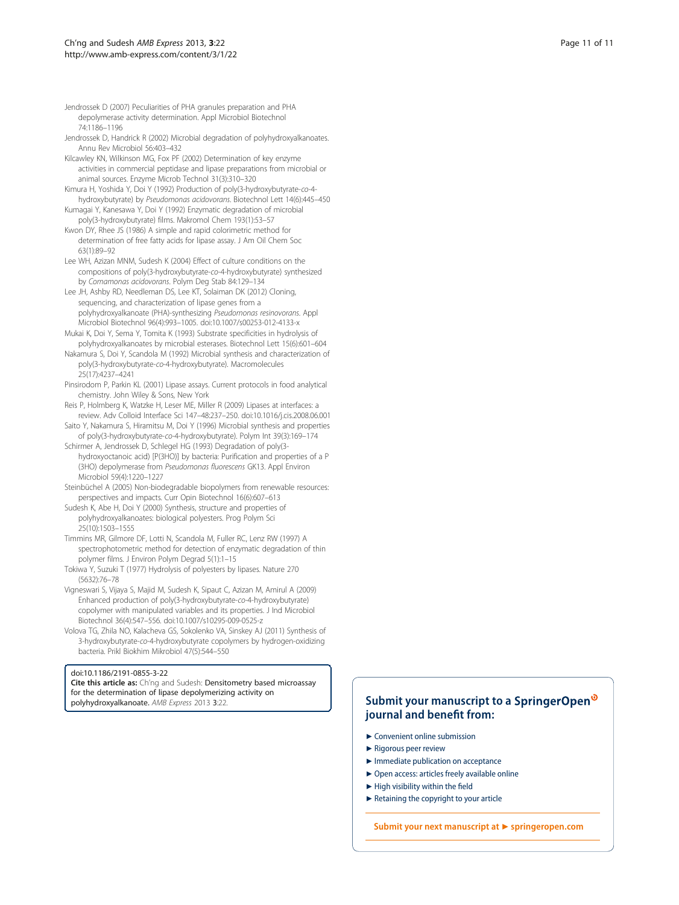Jendrossek D (2007) Peculiarities of PHA granules preparation and PHA depolymerase activity determination. Appl Microbiol Biotechnol 74:1186–1196

Jendrossek D, Handrick R (2002) Microbial degradation of polyhydroxyalkanoates. Annu Rev Microbiol 56:403–432

Kilcawley KN, Wilkinson MG, Fox PF (2002) Determination of key enzyme activities in commercial peptidase and lipase preparations from microbial or animal sources. Enzyme Microb Technol 31(3):310–320

Kimura H, Yoshida Y, Doi Y (1992) Production of poly(3-hydroxybutyrate-*co*-4-hydroxybutyrate) by *Pseudomonas acidovorans*. Biotechnol Lett 14(6):445–450

Kumagai Y, Kanesawa Y, Doi Y (1992) Enzymatic degradation of microbial poly(3-hydroxybutyrate) films. Makromol Chem 193(1):53–57

Kwon DY, Rhee JS (1986) A simple and rapid colorimetric method for determination of free fatty acids for lipase assay. J Am Oil Chem Soc 63(1):89–92

Lee WH, Azizan MNM, Sudesh K (2004) Effect of culture conditions on the compositions of poly(3-hydroxybutyrate-*co*-4-hydroxybutyrate) synthesized by *Comamonas acidovorans*. Polym Deg Stab 84:129–134

Lee JH, Ashby RD, Needleman DS, Lee KT, Solaiman DK (2012) Cloning, sequencing, and characterization of lipase genes from a polyhydroxyalkanoate (PHA)-synthesizing *Pseudomonas resinovorans*. Appl Microbiol Biotechnol 96(4):993–1005. doi:10.1007/s00253-012-4133-x

Mukai K, Doi Y, Sema Y, Tomita K (1993) Substrate specificities in hydrolysis of polyhydroxyalkanoates by microbial esterases. Biotechnol Lett 15(6):601–604

Nakamura S, Doi Y, Scandola M (1992) Microbial synthesis and characterization of poly(3-hydroxybutyrate-*co*-4-hydroxybutyrate). Macromolecules 25(17):4237–4241

Pinsirodom P, Parkin KL (2001) Lipase assays. Current protocols in food analytical chemistry. John Wiley & Sons, New York

Reis P, Holmberg K, Watzke H, Leser ME, Miller R (2009) Lipases at interfaces: a review. Adv Colloid Interface Sci 147–48:237–250. doi:10.1016/j.cis.2008.06.001

Saito Y, Nakamura S, Hiramitsu M, Doi Y (1996) Microbial synthesis and properties of poly(3-hydroxybutyrate-*co*-4-hydroxybutyrate). Polym Int 39(3):169–174

Schirmer A, Jendrossek D, Schlegel HG (1993) Degradation of poly(3-hydroxyoctanoic acid) [P(3HO)] by bacteria: Purification and properties of a P(3HO) depolymerase from *Pseudomonas fluorescens* GK13. Appl Environ Microbiol 59(4):1220–1227

Steinbüchel A (2005) Non-biodegradable biopolymers from renewable resources: perspectives and impacts. Curr Opin Biotechnol 16(6):607–613

Sudesh K, Abe H, Doi Y (2000) Synthesis, structure and properties of polyhydroxyalkanoates: biological polyesters. Prog Polym Sci 25(10):1503–1555

Timmins MR, Gilmore DF, Lotti N, Scandola M, Fuller RC, Lenz RW (1997) A spectrophotometric method for detection of enzymatic degradation of thin polymer films. J Environ Polym Degrad 5(1):1–15

Tokiwa Y, Suzuki T (1977) Hydrolysis of polyesters by lipases. Nature 270 (5632):76–78

Vigneswari S, Vijaya S, Majid M, Sudesh K, Sipaut C, Azizan M, Amirul A (2009) Enhanced production of poly(3-hydroxybutyrate-*co*-4-hydroxybutyrate) copolymer with manipulated variables and its properties. J Ind Microbiol Biotechnol 36(4):547–556. doi:10.1007/s10295-009-0525-z

Volova TG, Zhila NO, Kalacheva GS, Sokolenko VA, Sinskey AJ (2011) Synthesis of 3-hydroxybutyrate-*co*-4-hydroxybutyrate copolymers by hydrogen-oxidizing bacteria. Prikl Biokhim Mikrobiol 47(5):544–550

doi:10.1186/2191-0855-3-22

**Cite this article as:** Ch'ng and Sudesh: Densitometry based microassay for the determination of lipase depolymerizing activity on polyhydroxyalkanoate. *AMB Express* 2013 **3**:22.

**Submit your manuscript to a SpringerOpen journal and benefit from:**

- ► Convenient online submission
- ► Rigorous peer review
- ► Immediate publication on acceptance
- ► Open access: articles freely available online
- ► High visibility within the field
- ► Retaining the copyright to your article

**Submit your next manuscript at ► springeropen.com**